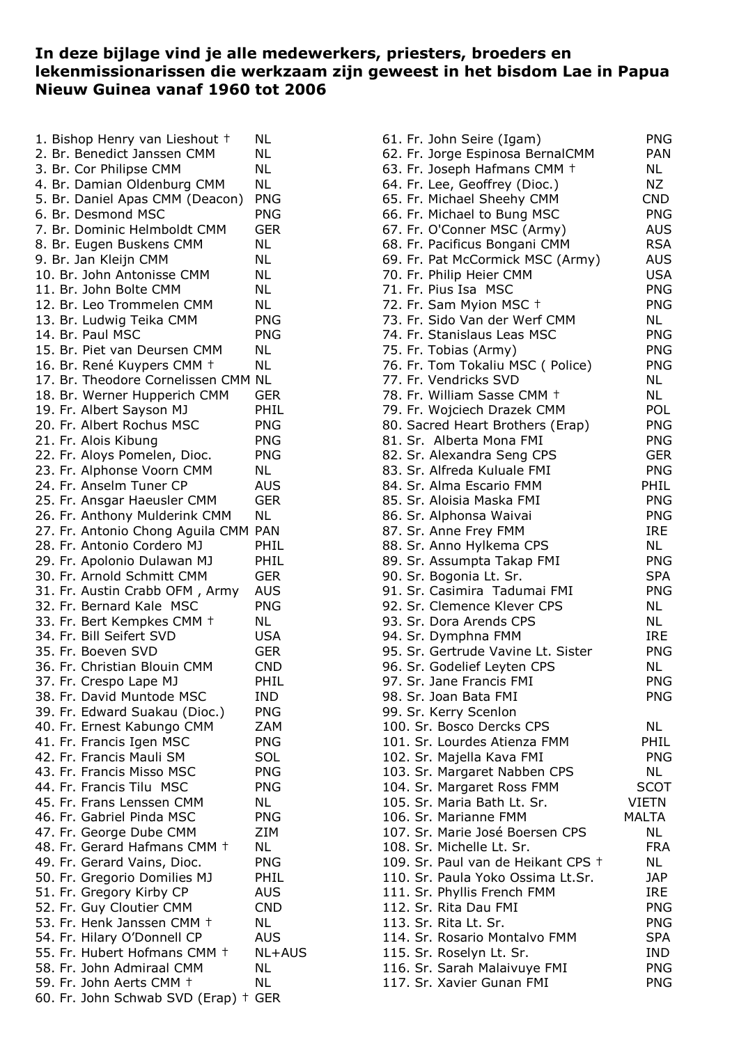**In deze bijlage vind je alle medewerkers, priesters, broeders en lekenmissionarissen die werkzaam zijn geweest in het bisdom Lae in Papua Nieuw Guinea vanaf 1960 tot 2006**

| Name | Country |
|---|---|
| 1. Bishop Henry van Lieshout † | NL |
| 2. Br. Benedict Janssen CMM | NL |
| 3. Br. Cor Philipse CMM | NL |
| 4. Br. Damian Oldenburg CMM | NL |
| 5. Br. Daniel Apas CMM (Deacon) | PNG |
| 6. Br. Desmond MSC | PNG |
| 7. Br. Dominic Helmboldt CMM | GER |
| 8. Br. Eugen Buskens CMM | NL |
| 9. Br. Jan Kleijn CMM | NL |
| 10. Br. John Antonisse CMM | NL |
| 11. Br. John Bolte CMM | NL |
| 12. Br. Leo Trommelen CMM | NL |
| 13. Br. Ludwig Teika CMM | PNG |
| 14. Br. Paul MSC | PNG |
| 15. Br. Piet van Deursen CMM | NL |
| 16. Br. René Kuypers CMM † | NL |
| 17. Br. Theodore Cornelissen CMM | NL |
| 18. Br. Werner Hupperich CMM | GER |
| 19. Fr. Albert Sayson MJ | PHIL |
| 20. Fr. Albert Rochus MSC | PNG |
| 21. Fr. Alois Kibung | PNG |
| 22. Fr. Aloys Pomelen, Dioc. | PNG |
| 23. Fr. Alphonse Voorn CMM | NL |
| 24. Fr. Anselm Tuner CP | AUS |
| 25. Fr. Ansgar Haeusler CMM | GER |
| 26. Fr. Anthony Mulderink CMM | NL |
| 27. Fr. Antonio Chong Aguila CMM | PAN |
| 28. Fr. Antonio Cordero MJ | PHIL |
| 29. Fr. Apolonio Dulawan MJ | PHIL |
| 30. Fr. Arnold Schmitt CMM | GER |
| 31. Fr. Austin Crabb OFM , Army | AUS |
| 32. Fr. Bernard Kale MSC | PNG |
| 33. Fr. Bert Kempkes CMM † | NL |
| 34. Fr. Bill Seifert SVD | USA |
| 35. Fr. Boeven SVD | GER |
| 36. Fr. Christian Blouin CMM | CND |
| 37. Fr. Crespo Lape MJ | PHIL |
| 38. Fr. David Muntode MSC | IND |
| 39. Fr. Edward Suakau (Dioc.) | PNG |
| 40. Fr. Ernest Kabungo CMM | ZAM |
| 41. Fr. Francis Igen MSC | PNG |
| 42. Fr. Francis Mauli SM | SOL |
| 43. Fr. Francis Misso MSC | PNG |
| 44. Fr. Francis Tilu MSC | PNG |
| 45. Fr. Frans Lenssen CMM | NL |
| 46. Fr. Gabriel Pinda MSC | PNG |
| 47. Fr. George Dube CMM | ZIM |
| 48. Fr. Gerard Hafmans CMM † | NL |
| 49. Fr. Gerard Vains, Dioc. | PNG |
| 50. Fr. Gregorio Domilies MJ | PHIL |
| 51. Fr. Gregory Kirby CP | AUS |
| 52. Fr. Guy Cloutier CMM | CND |
| 53. Fr. Henk Janssen CMM † | NL |
| 54. Fr. Hilary O'Donnell CP | AUS |
| 55. Fr. Hubert Hofmans CMM † | NL+AUS |
| 58. Fr. John Admiraal CMM | NL |
| 59. Fr. John Aerts CMM † | NL |
| 60. Fr. John Schwab SVD (Erap) † | GER |
| 61. Fr. John Seire (Igam) | PNG |
| 62. Fr. Jorge Espinosa BernalCMM | PAN |
| 63. Fr. Joseph Hafmans CMM † | NL |
| 64. Fr. Lee, Geoffrey (Dioc.) | NZ |
| 65. Fr. Michael Sheehy CMM | CND |
| 66. Fr. Michael to Bung MSC | PNG |
| 67. Fr. O'Conner MSC (Army) | AUS |
| 68. Fr. Pacificus Bongani CMM | RSA |
| 69. Fr. Pat McCormick MSC (Army) | AUS |
| 70. Fr. Philip Heier CMM | USA |
| 71. Fr. Pius Isa MSC | PNG |
| 72. Fr. Sam Myion MSC † | PNG |
| 73. Fr. Sido Van der Werf CMM | NL |
| 74. Fr. Stanislaus Leas MSC | PNG |
| 75. Fr. Tobias (Army) | PNG |
| 76. Fr. Tom Tokaliu MSC ( Police) | PNG |
| 77. Fr. Vendricks SVD | NL |
| 78. Fr. William Sasse CMM † | NL |
| 79. Fr. Wojciech Drazek CMM | POL |
| 80. Sacred Heart Brothers (Erap) | PNG |
| 81. Sr. Alberta Mona FMI | PNG |
| 82. Sr. Alexandra Seng CPS | GER |
| 83. Sr. Alfreda Kuluale FMI | PNG |
| 84. Sr. Alma Escario FMM | PHIL |
| 85. Sr. Aloisia Maska FMI | PNG |
| 86. Sr. Alphonsa Waivai | PNG |
| 87. Sr. Anne Frey FMM | IRE |
| 88. Sr. Anno Hylkema CPS | NL |
| 89. Sr. Assumpta Takap FMI | PNG |
| 90. Sr. Bogonia Lt. Sr. | SPA |
| 91. Sr. Casimira Tadumai FMI | PNG |
| 92. Sr. Clemence Klever CPS | NL |
| 93. Sr. Dora Arends CPS | NL |
| 94. Sr. Dymphna FMM | IRE |
| 95. Sr. Gertrude Vavine Lt. Sister | PNG |
| 96. Sr. Godelief Leyten CPS | NL |
| 97. Sr. Jane Francis FMI | PNG |
| 98. Sr. Joan Bata FMI | PNG |
| 99. Sr. Kerry Scenlon | |
| 100. Sr. Bosco Dercks CPS | NL |
| 101. Sr. Lourdes Atienza FMM | PHIL |
| 102. Sr. Majella Kava FMI | PNG |
| 103. Sr. Margaret Nabben CPS | NL |
| 104. Sr. Margaret Ross FMM | SCOT |
| 105. Sr. Maria Bath Lt. Sr. | VIETN |
| 106. Sr. Marianne FMM | MALTA |
| 107. Sr. Marie José Boersen CPS | NL |
| 108. Sr. Michelle Lt. Sr. | FRA |
| 109. Sr. Paul van de Heikant CPS † | NL |
| 110. Sr. Paula Yoko Ossima Lt.Sr. | JAP |
| 111. Sr. Phyllis French FMM | IRE |
| 112. Sr. Rita Dau FMI | PNG |
| 113. Sr. Rita Lt. Sr. | PNG |
| 114. Sr. Rosario Montalvo FMM | SPA |
| 115. Sr. Roselyn Lt. Sr. | IND |
| 116. Sr. Sarah Malaivuye FMI | PNG |
| 117. Sr. Xavier Gunan FMI | PNG |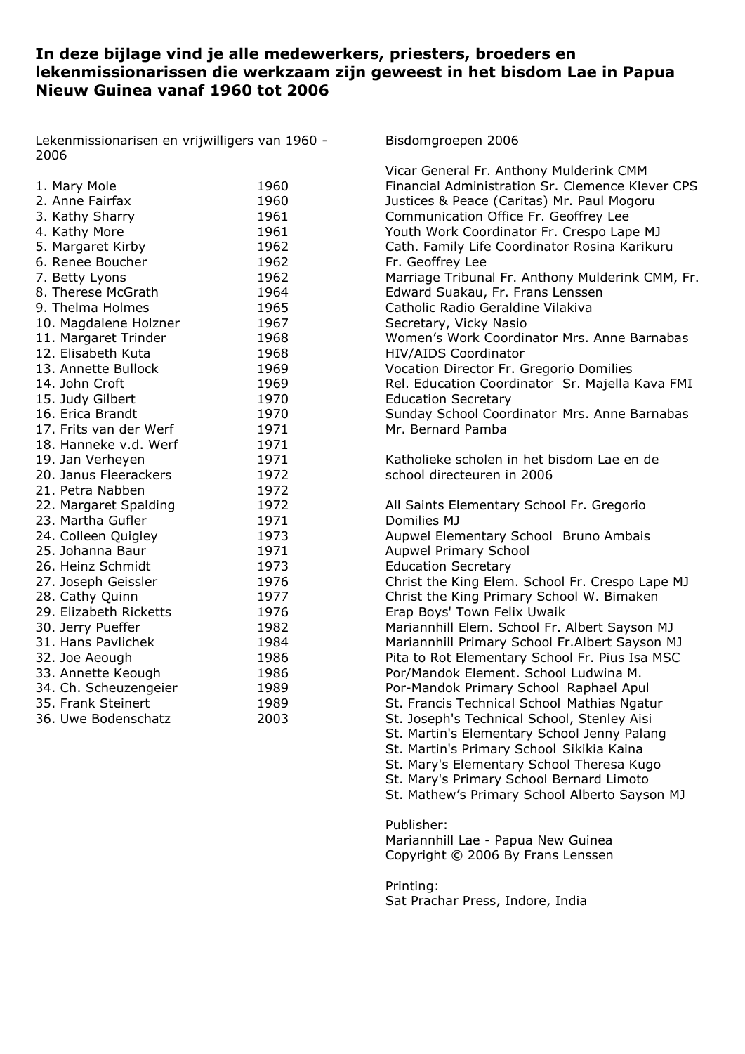**In deze bijlage vind je alle medewerkers, priesters, broeders en lekenmissionarissen die werkzaam zijn geweest in het bisdom Lae in Papua Nieuw Guinea vanaf 1960 tot 2006**

Lekenmissionarisen en vrijwilligers van 1960 - 2006

| | |
|---|---|
| 1. Mary Mole | 1960 |
| 2. Anne Fairfax | 1960 |
| 3. Kathy Sharry | 1961 |
| 4. Kathy More | 1961 |
| 5. Margaret Kirby | 1962 |
| 6. Renee Boucher | 1962 |
| 7. Betty Lyons | 1962 |
| 8. Therese McGrath | 1964 |
| 9. Thelma Holmes | 1965 |
| 10. Magdalene Holzner | 1967 |
| 11. Margaret Trinder | 1968 |
| 12. Elisabeth Kuta | 1968 |
| 13. Annette Bullock | 1969 |
| 14. John Croft | 1969 |
| 15. Judy Gilbert | 1970 |
| 16. Erica Brandt | 1970 |
| 17. Frits van der Werf | 1971 |
| 18. Hanneke v.d. Werf | 1971 |
| 19. Jan Verheyen | 1971 |
| 20. Janus Fleerackers | 1972 |
| 21. Petra Nabben | 1972 |
| 22. Margaret Spalding | 1972 |
| 23. Martha Gufler | 1971 |
| 24. Colleen Quigley | 1973 |
| 25. Johanna Baur | 1971 |
| 26. Heinz Schmidt | 1973 |
| 27. Joseph Geissler | 1976 |
| 28. Cathy Quinn | 1977 |
| 29. Elizabeth Ricketts | 1976 |
| 30. Jerry Pueffer | 1982 |
| 31. Hans Pavlichek | 1984 |
| 32. Joe Aeough | 1986 |
| 33. Annette Keough | 1986 |
| 34. Ch. Scheuzengeier | 1989 |
| 35. Frank Steinert | 1989 |
| 36. Uwe Bodenschatz | 2003 |

Bisdomgroepen 2006

Vicar General Fr. Anthony Mulderink CMM
Financial Administration Sr. Clemence Klever CPS
Justices & Peace (Caritas) Mr. Paul Mogoru
Communication Office Fr. Geoffrey Lee
Youth Work Coordinator Fr. Crespo Lape MJ
Cath. Family Life Coordinator Rosina Karikuru
Fr. Geoffrey Lee
Marriage Tribunal Fr. Anthony Mulderink CMM, Fr. Edward Suakau, Fr. Frans Lenssen
Catholic Radio Geraldine Vilakiva
Secretary, Vicky Nasio
Women's Work Coordinator Mrs. Anne Barnabas
HIV/AIDS Coordinator
Vocation Director Fr. Gregorio Domilies
Rel. Education Coordinator Sr. Majella Kava FMI
Education Secretary
Sunday School Coordinator Mrs. Anne Barnabas
Mr. Bernard Pamba

Katholieke scholen in het bisdom Lae en de school directeuren in 2006

All Saints Elementary School Fr. Gregorio Domilies MJ
Aupwel Elementary School Bruno Ambais
Aupwel Primary School
Education Secretary
Christ the King Elem. School Fr. Crespo Lape MJ
Christ the King Primary School W. Bimaken
Erap Boys' Town Felix Uwaik
Mariannhill Elem. School Fr. Albert Sayson MJ
Mariannhill Primary School Fr.Albert Sayson MJ
Pita to Rot Elementary School Fr. Pius Isa MSC
Por/Mandok Element. School Ludwina M.
Por-Mandok Primary School Raphael Apul
St. Francis Technical School Mathias Ngatur
St. Joseph's Technical School, Stenley Aisi
St. Martin's Elementary School Jenny Palang
St. Martin's Primary School Sikikia Kaina
St. Mary's Elementary School Theresa Kugo
St. Mary's Primary School Bernard Limoto
St. Mathew's Primary School Alberto Sayson MJ

Publisher:
Mariannhill Lae - Papua New Guinea
Copyright © 2006 By Frans Lenssen

Printing:
Sat Prachar Press, Indore, India